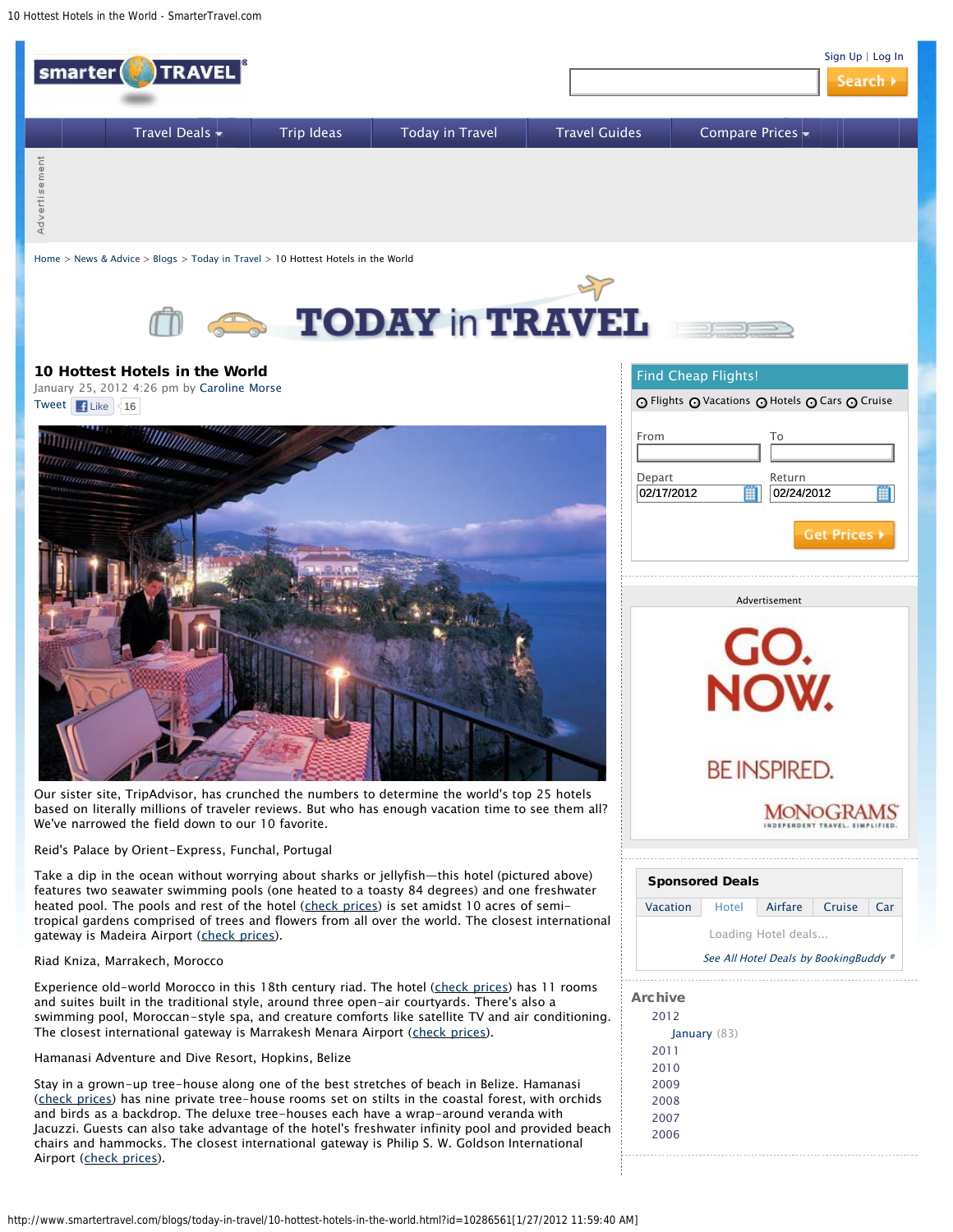Home > News & Advice > Blogs > Today in Travel > 10 Hottest Hotels in the World

# 10 Hottest Hotels in the World

January 25, 2012 4:26 pm by Caroline Morse

Our sister site, TripAdvisor, has crunched the numbers to determine the world's top 25 hotels based on literally millions of traveler reviews. But who has enough vacation time to see them all? We've narrowed the field down to our 10 favorite.

Reid's Palace by Orient-Express, Funchal, Portugal

Take a dip in the ocean without worrying about sharks or jellyfish—this hotel (pictured above) features two seawater swimming pools (one heated to a toasty 84 degrees) and one freshwater heated pool. The pools and rest of the hotel (check prices) is set amidst 10 acres of semi-tropical gardens comprised of trees and flowers from all over the world. The closest international gateway is Madeira Airport (check prices).

Riad Kniza, Marrakech, Morocco

Experience old-world Morocco in this 18th century riad. The hotel (check prices) has 11 rooms and suites built in the traditional style, around three open-air courtyards. There's also a swimming pool, Moroccan-style spa, and creature comforts like satellite TV and air conditioning. The closest international gateway is Marrakesh Menara Airport (check prices).

Hamanasi Adventure and Dive Resort, Hopkins, Belize

Stay in a grown-up tree-house along one of the best stretches of beach in Belize. Hamanasi (check prices) has nine private tree-house rooms set on stilts in the coastal forest, with orchids and birds as a backdrop. The deluxe tree-houses each have a wrap-around veranda with Jacuzzi. Guests can also take advantage of the hotel's freshwater infinity pool and provided beach chairs and hammocks. The closest international gateway is Philip S. W. Goldson International Airport (check prices).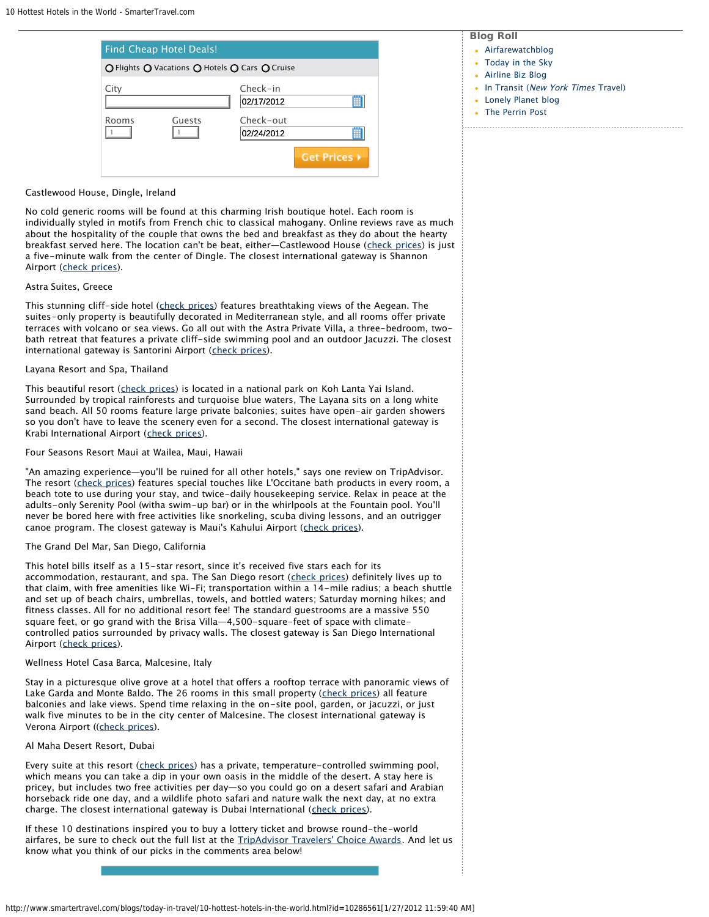Find Cheap Hotel Deals!

Flights Vacations Hotels Cars Cruise

City

Check-in 02/17/2012

Rooms Guests

Check-out 02/24/2012

Get Prices

Castlewood House, Dingle, Ireland

No cold generic rooms will be found at this charming Irish boutique hotel. Each room is individually styled in motifs from French chic to classical mahogany. Online reviews rave as much about the hospitality of the couple that owns the bed and breakfast as they do about the hearty breakfast served here. The location can't be beat, either—Castlewood House (check prices) is just a five-minute walk from the center of Dingle. The closest international gateway is Shannon Airport (check prices).

Astra Suites, Greece

This stunning cliff-side hotel (check prices) features breathtaking views of the Aegean. The suites-only property is beautifully decorated in Mediterranean style, and all rooms offer private terraces with volcano or sea views. Go all out with the Astra Private Villa, a three-bedroom, two-bath retreat that features a private cliff-side swimming pool and an outdoor Jacuzzi. The closest international gateway is Santorini Airport (check prices).

Layana Resort and Spa, Thailand

This beautiful resort (check prices) is located in a national park on Koh Lanta Yai Island. Surrounded by tropical rainforests and turquoise blue waters, The Layana sits on a long white sand beach. All 50 rooms feature large private balconies; suites have open-air garden showers so you don't have to leave the scenery even for a second. The closest international gateway is Krabi International Airport (check prices).

Four Seasons Resort Maui at Wailea, Maui, Hawaii

"An amazing experience—you'll be ruined for all other hotels," says one review on TripAdvisor. The resort (check prices) features special touches like L'Occitane bath products in every room, a beach tote to use during your stay, and twice-daily housekeeping service. Relax in peace at the adults-only Serenity Pool (witha swim-up bar) or in the whirlpools at the Fountain pool. You'll never be bored here with free activities like snorkeling, scuba diving lessons, and an outrigger canoe program. The closest gateway is Maui's Kahului Airport (check prices).

The Grand Del Mar, San Diego, California

This hotel bills itself as a 15-star resort, since it's received five stars each for its accommodation, restaurant, and spa. The San Diego resort (check prices) definitely lives up to that claim, with free amenities like Wi-Fi; transportation within a 14-mile radius; a beach shuttle and set up of beach chairs, umbrellas, towels, and bottled waters; Saturday morning hikes; and fitness classes. All for no additional resort fee! The standard guestrooms are a massive 550 square feet, or go grand with the Brisa Villa—4,500-square-feet of space with climate-controlled patios surrounded by privacy walls. The closest gateway is San Diego International Airport (check prices).

Wellness Hotel Casa Barca, Malcesine, Italy

Stay in a picturesque olive grove at a hotel that offers a rooftop terrace with panoramic views of Lake Garda and Monte Baldo. The 26 rooms in this small property (check prices) all feature balconies and lake views. Spend time relaxing in the on-site pool, garden, or jacuzzi, or just walk five minutes to be in the city center of Malcesine. The closest international gateway is Verona Airport ((check prices).

Al Maha Desert Resort, Dubai

Every suite at this resort (check prices) has a private, temperature-controlled swimming pool, which means you can take a dip in your own oasis in the middle of the desert. A stay here is pricey, but includes two free activities per day—so you could go on a desert safari and Arabian horseback ride one day, and a wildlife photo safari and nature walk the next day, at no extra charge. The closest international gateway is Dubai International (check prices).

If these 10 destinations inspired you to buy a lottery ticket and browse round-the-world airfares, be sure to check out the full list at the TripAdvisor Travelers' Choice Awards. And let us know what you think of our picks in the comments area below!

## Blog Roll

- Airfarewatchblog
- Today in the Sky
- Airline Biz Blog
- In Transit (*New York Times* Travel)
- Lonely Planet blog
- The Perrin Post